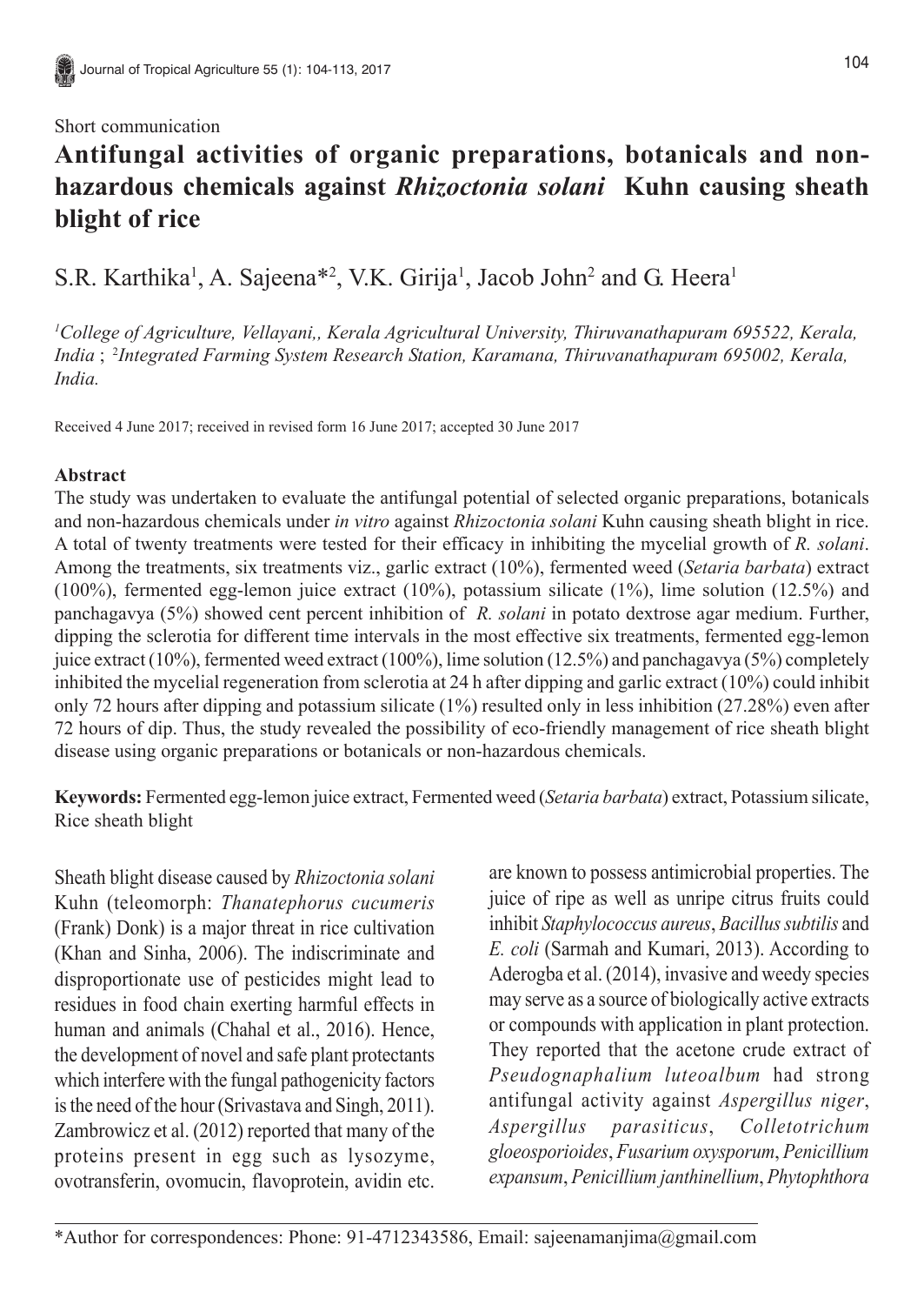Short communication

# Antifungal activities of organic preparations, botanicals and non-hazardous chemicals against *Rhizoctonia solani* Kuhn causing sheath blight of rice

S.R. Karthika[1], A. Sajeena*[2], V.K. Girija[1], Jacob John[2] and G. Heera[1]

[1]*College of Agriculture, Vellayani,, Kerala Agricultural University, Thiruvanathapuram 695522, Kerala, India* ; [2]*Integrated Farming System Research Station, Karamana, Thiruvanathapuram 695002, Kerala, India.*

Received 4 June 2017; received in revised form 16 June 2017; accepted 30 June 2017

## Abstract

The study was undertaken to evaluate the antifungal potential of selected organic preparations, botanicals and non-hazardous chemicals under *in vitro* against *Rhizoctonia solani* Kuhn causing sheath blight in rice. A total of twenty treatments were tested for their efficacy in inhibiting the mycelial growth of *R. solani*. Among the treatments, six treatments viz., garlic extract (10%), fermented weed (*Setaria barbata*) extract (100%), fermented egg-lemon juice extract (10%), potassium silicate (1%), lime solution (12.5%) and panchagavya (5%) showed cent percent inhibition of *R. solani* in potato dextrose agar medium. Further, dipping the sclerotia for different time intervals in the most effective six treatments, fermented egg-lemon juice extract (10%), fermented weed extract (100%), lime solution (12.5%) and panchagavya (5%) completely inhibited the mycelial regeneration from sclerotia at 24 h after dipping and garlic extract (10%) could inhibit only 72 hours after dipping and potassium silicate (1%) resulted only in less inhibition (27.28%) even after 72 hours of dip. Thus, the study revealed the possibility of eco-friendly management of rice sheath blight disease using organic preparations or botanicals or non-hazardous chemicals.

**Keywords:** Fermented egg-lemon juice extract, Fermented weed (*Setaria barbata*) extract, Potassium silicate, Rice sheath blight

Sheath blight disease caused by *Rhizoctonia solani* Kuhn (teleomorph: *Thanatephorus cucumeris* (Frank) Donk) is a major threat in rice cultivation (Khan and Sinha, 2006). The indiscriminate and disproportionate use of pesticides might lead to residues in food chain exerting harmful effects in human and animals (Chahal et al., 2016). Hence, the development of novel and safe plant protectants which interfere with the fungal pathogenicity factors is the need of the hour (Srivastava and Singh, 2011). Zambrowicz et al. (2012) reported that many of the proteins present in egg such as lysozyme, ovotransferin, ovomucin, flavoprotein, avidin etc. are known to possess antimicrobial properties. The juice of ripe as well as unripe citrus fruits could inhibit *Staphylococcus aureus*, *Bacillus subtilis* and *E. coli* (Sarmah and Kumari, 2013). According to Aderogba et al. (2014), invasive and weedy species may serve as a source of biologically active extracts or compounds with application in plant protection. They reported that the acetone crude extract of *Pseudognaphalium luteoalbum* had strong antifungal activity against *Aspergillus niger*, *Aspergillus parasiticus*, *Colletotrichum gloeosporioides*, *Fusarium oxysporum*, *Penicillium expansum*, *Penicillium janthinellium*, *Phytophthora*

*Author for correspondences: Phone: 91-4712343586, Email: sajeenamanjima@gmail.com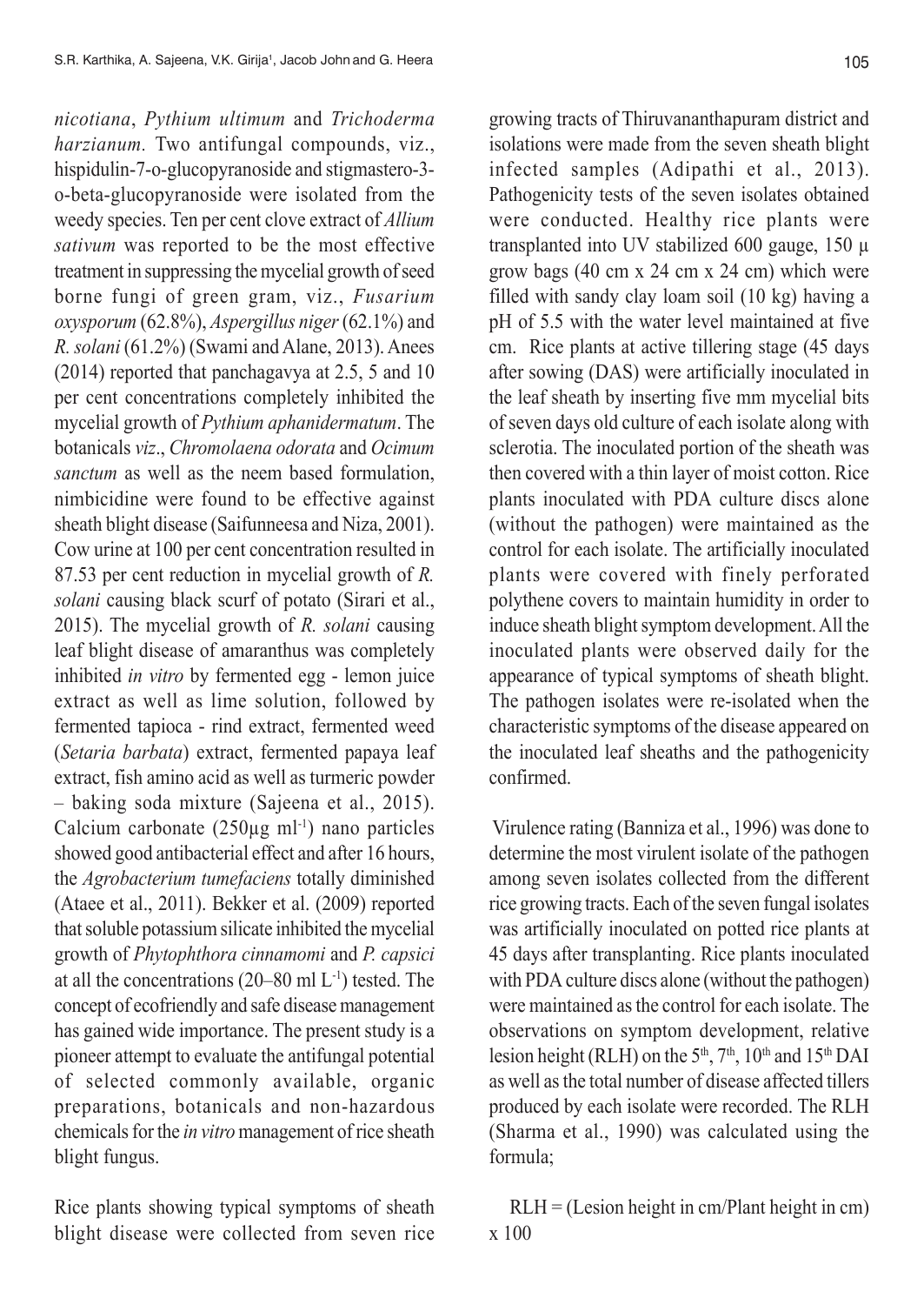*nicotiana*, *Pythium ultimum* and *Trichoderma harzianum.* Two antifungal compounds, viz., hispidulin-7-o-glucopyranoside and stigmastero-3-o-beta-glucopyranoside were isolated from the weedy species. Ten per cent clove extract of *Allium sativum* was reported to be the most effective treatment in suppressing the mycelial growth of seed borne fungi of green gram, viz., *Fusarium oxysporum* (62.8%), *Aspergillus niger* (62.1%) and *R. solani* (61.2%) (Swami and Alane, 2013). Anees (2014) reported that panchagavya at 2.5, 5 and 10 per cent concentrations completely inhibited the mycelial growth of *Pythium aphanidermatum*. The botanicals *viz*., *Chromolaena odorata* and *Ocimum sanctum* as well as the neem based formulation, nimbicidine were found to be effective against sheath blight disease (Saifunneesa and Niza, 2001). Cow urine at 100 per cent concentration resulted in 87.53 per cent reduction in mycelial growth of *R. solani* causing black scurf of potato (Sirari et al., 2015). The mycelial growth of *R. solani* causing leaf blight disease of amaranthus was completely inhibited *in vitro* by fermented egg - lemon juice extract as well as lime solution, followed by fermented tapioca - rind extract, fermented weed (*Setaria barbata*) extract, fermented papaya leaf extract, fish amino acid as well as turmeric powder – baking soda mixture (Sajeena et al., 2015). Calcium carbonate (250µg $ml^{-1}$) nano particles showed good antibacterial effect and after 16 hours, the *Agrobacterium tumefaciens* totally diminished (Ataee et al., 2011). Bekker et al. (2009) reported that soluble potassium silicate inhibited the mycelial growth of *Phytophthora cinnamomi* and *P. capsici* at all the concentrations (20–80 ml $L^{-1}$) tested. The concept of ecofriendly and safe disease management has gained wide importance. The present study is a pioneer attempt to evaluate the antifungal potential of selected commonly available, organic preparations, botanicals and non-hazardous chemicals for the *in vitro* management of rice sheath blight fungus.

Rice plants showing typical symptoms of sheath blight disease were collected from seven rice growing tracts of Thiruvananthapuram district and isolations were made from the seven sheath blight infected samples (Adipathi et al., 2013). Pathogenicity tests of the seven isolates obtained were conducted. Healthy rice plants were transplanted into UV stabilized 600 gauge, 150 µ grow bags (40 cm x 24 cm x 24 cm) which were filled with sandy clay loam soil (10 kg) having a pH of 5.5 with the water level maintained at five cm. Rice plants at active tillering stage (45 days after sowing (DAS) were artificially inoculated in the leaf sheath by inserting five mm mycelial bits of seven days old culture of each isolate along with sclerotia. The inoculated portion of the sheath was then covered with a thin layer of moist cotton. Rice plants inoculated with PDA culture discs alone (without the pathogen) were maintained as the control for each isolate. The artificially inoculated plants were covered with finely perforated polythene covers to maintain humidity in order to induce sheath blight symptom development. All the inoculated plants were observed daily for the appearance of typical symptoms of sheath blight. The pathogen isolates were re-isolated when the characteristic symptoms of the disease appeared on the inoculated leaf sheaths and the pathogenicity confirmed.

Virulence rating (Banniza et al., 1996) was done to determine the most virulent isolate of the pathogen among seven isolates collected from the different rice growing tracts. Each of the seven fungal isolates was artificially inoculated on potted rice plants at 45 days after transplanting. Rice plants inoculated with PDA culture discs alone (without the pathogen) were maintained as the control for each isolate. The observations on symptom development, relative lesion height (RLH) on the $5^{th}$, $7^{th}$, $10^{th}$ and $15^{th}$ DAI as well as the total number of disease affected tillers produced by each isolate were recorded. The RLH (Sharma et al., 1990) was calculated using the formula;

$$RLH = (\text{Lesion height in cm} / \text{Plant height in cm}) \times 100$$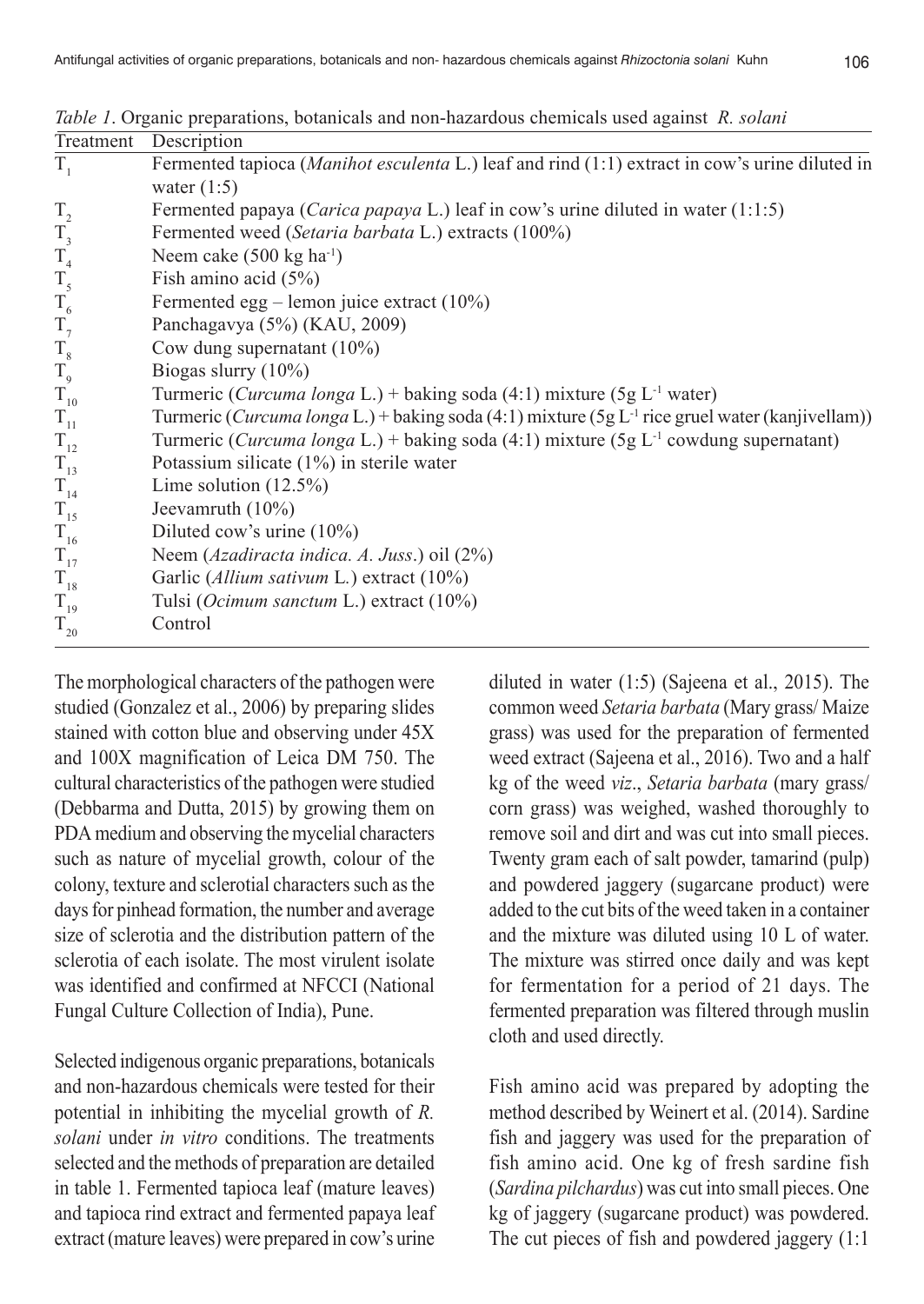*Table 1*. Organic preparations, botanicals and non-hazardous chemicals used against *R. solani*

| Treatment | Description |
|---|---|
| $T_1$ | Fermented tapioca (*Manihot esculenta* L.) leaf and rind (1:1) extract in cow's urine diluted in water (1:5) |
| $T_2$ | Fermented papaya (*Carica papaya* L.) leaf in cow's urine diluted in water (1:1:5) |
| $T_3$ | Fermented weed (*Setaria barbata* L.) extracts (100%) |
| $T_4$ | Neem cake (500 kg $ha^{-1}$) |
| $T_5$ | Fish amino acid (5%) |
| $T_6$ | Fermented egg – lemon juice extract (10%) |
| $T_7$ | Panchagavya (5%) (KAU, 2009) |
| $T_8$ | Cow dung supernatant (10%) |
| $T_9$ | Biogas slurry (10%) |
| $T_{10}$ | Turmeric (*Curcuma longa* L.) + baking soda (4:1) mixture (5g $L^{-1}$ water) |
| $T_{11}$ | Turmeric (*Curcuma longa* L.) + baking soda (4:1) mixture (5g $L^{-1}$ rice gruel water (kanjivellam)) |
| $T_{12}$ | Turmeric (*Curcuma longa* L.) + baking soda (4:1) mixture (5g $L^{-1}$ cowdung supernatant) |
| $T_{13}$ | Potassium silicate (1%) in sterile water |
| $T_{14}$ | Lime solution (12.5%) |
| $T_{15}$ | Jeevamruth (10%) |
| $T_{16}$ | Diluted cow's urine (10%) |
| $T_{17}$ | Neem (*Azadiracta indica. A. Juss*.) oil (2%) |
| $T_{18}$ | Garlic (*Allium sativum* L.) extract (10%) |
| $T_{19}$ | Tulsi (*Ocimum sanctum* L.) extract (10%) |
| $T_{20}$ | Control |

The morphological characters of the pathogen were studied (Gonzalez et al., 2006) by preparing slides stained with cotton blue and observing under 45X and 100X magnification of Leica DM 750. The cultural characteristics of the pathogen were studied (Debbarma and Dutta, 2015) by growing them on PDA medium and observing the mycelial characters such as nature of mycelial growth, colour of the colony, texture and sclerotial characters such as the days for pinhead formation, the number and average size of sclerotia and the distribution pattern of the sclerotia of each isolate. The most virulent isolate was identified and confirmed at NFCCI (National Fungal Culture Collection of India), Pune.

Selected indigenous organic preparations, botanicals and non-hazardous chemicals were tested for their potential in inhibiting the mycelial growth of *R. solani* under *in vitro* conditions. The treatments selected and the methods of preparation are detailed in table 1. Fermented tapioca leaf (mature leaves) and tapioca rind extract and fermented papaya leaf extract (mature leaves) were prepared in cow's urine diluted in water (1:5) (Sajeena et al., 2015). The common weed *Setaria barbata* (Mary grass/ Maize grass) was used for the preparation of fermented weed extract (Sajeena et al., 2016). Two and a half kg of the weed *viz*., *Setaria barbata* (mary grass/ corn grass) was weighed, washed thoroughly to remove soil and dirt and was cut into small pieces. Twenty gram each of salt powder, tamarind (pulp) and powdered jaggery (sugarcane product) were added to the cut bits of the weed taken in a container and the mixture was diluted using 10 L of water. The mixture was stirred once daily and was kept for fermentation for a period of 21 days. The fermented preparation was filtered through muslin cloth and used directly.

Fish amino acid was prepared by adopting the method described by Weinert et al. (2014). Sardine fish and jaggery was used for the preparation of fish amino acid. One kg of fresh sardine fish (*Sardina pilchardus*) was cut into small pieces. One kg of jaggery (sugarcane product) was powdered. The cut pieces of fish and powdered jaggery (1:1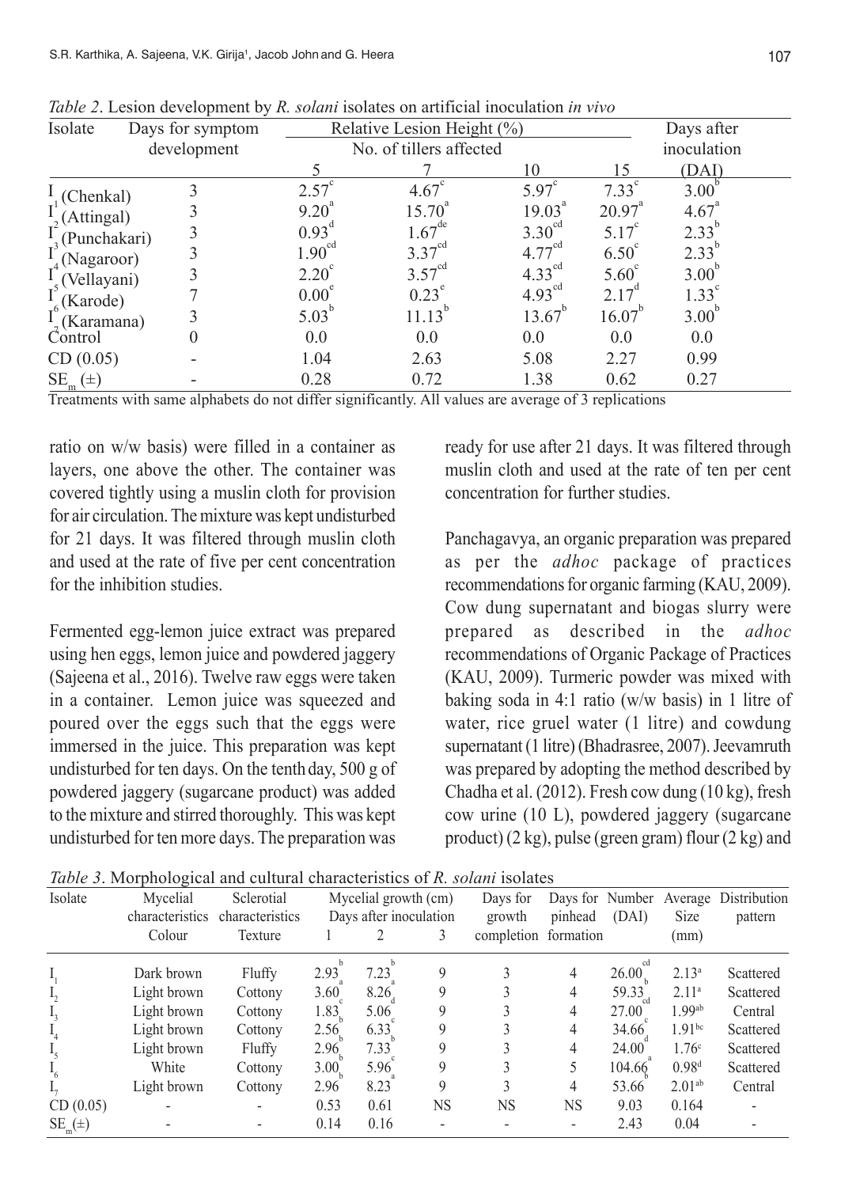*Table 2*. Lesion development by *R. solani* isolates on artificial inoculation *in vivo*

| Isolate | Days for symptom development | Relative Lesion Height (%) | | | | Days after inoculation |
|---|---|---|---|---|---|---|
| | | No. of tillers affected | | | | |
| | | 5 | 7 | 10 | 15 | (DAI) |
| $I_1$ (Chenkal) | 3 | 2.57$^c$ | 4.67$^c$ | 5.97$^c$ | 7.33$^c$ | 3.00$^b$ |
| $I_2$ (Attingal) | 3 | 9.20$^a$ | 15.70$^a$ | 19.03$^a$ | 20.97$^a$ | 4.67$^a$ |
| $I_3$ (Punchakari) | 3 | 0.93$^d$ | 1.67$^{de}$ | 3.30$^{cd}$ | 5.17$^c$ | 2.33$^b$ |
| $I_4$ (Nagaroor) | 3 | 1.90$^{cd}$ | 3.37$^{cd}$ | 4.77$^{cd}$ | 6.50$^c$ | 2.33$^b$ |
| $I_5$ (Vellayani) | 3 | 2.20$^c$ | 3.57$^{cd}$ | 4.33$^{cd}$ | 5.60$^c$ | 3.00$^b$ |
| $I_6$ (Karode) | 7 | 0.00$^e$ | 0.23$^e$ | 4.93$^{cd}$ | 2.17$^d$ | 1.33$^c$ |
| $I_7$ (Karamana) | 3 | 5.03$^b$ | 11.13$^b$ | 13.67$^b$ | 16.07$^b$ | 3.00$^b$ |
| Control | 0 | 0.0 | 0.0 | 0.0 | 0.0 | 0.0 |
| CD (0.05) | - | 1.04 | 2.63 | 5.08 | 2.27 | 0.99 |
| $SE_m$ (±) | - | 0.28 | 0.72 | 1.38 | 0.62 | 0.27 |

Treatments with same alphabets do not differ significantly. All values are average of 3 replications

ratio on w/w basis) were filled in a container as layers, one above the other. The container was covered tightly using a muslin cloth for provision for air circulation. The mixture was kept undisturbed for 21 days. It was filtered through muslin cloth and used at the rate of five per cent concentration for the inhibition studies.

Fermented egg-lemon juice extract was prepared using hen eggs, lemon juice and powdered jaggery (Sajeena et al., 2016). Twelve raw eggs were taken in a container. Lemon juice was squeezed and poured over the eggs such that the eggs were immersed in the juice. This preparation was kept undisturbed for ten days. On the tenth day, 500 g of powdered jaggery (sugarcane product) was added to the mixture and stirred thoroughly. This was kept undisturbed for ten more days. The preparation was ready for use after 21 days. It was filtered through muslin cloth and used at the rate of ten per cent concentration for further studies.

Panchagavya, an organic preparation was prepared as per the *adhoc* package of practices recommendations for organic farming (KAU, 2009). Cow dung supernatant and biogas slurry were prepared as described in the *adhoc* recommendations of Organic Package of Practices (KAU, 2009). Turmeric powder was mixed with baking soda in 4:1 ratio (w/w basis) in 1 litre of water, rice gruel water (1 litre) and cowdung supernatant (1 litre) (Bhadrasree, 2007). Jeevamruth was prepared by adopting the method described by Chadha et al. (2012). Fresh cow dung (10 kg), fresh cow urine (10 L), powdered jaggery (sugarcane product) (2 kg), pulse (green gram) flour (2 kg) and

*Table 3*. Morphological and cultural characteristics of *R. solani* isolates

| Isolate | Mycelial characteristics | Sclerotial characteristics | Mycelial growth (cm) | | | Days for growth completion | Days for pinhead formation | Number (DAI) | Average Size (mm) | Distribution pattern |
|---|---|---|---|---|---|---|---|---|---|---|
| | Colour | Texture | Days after inoculation | | | | | | | |
| | | | 1 | 2 | 3 | | | | | |
| $I_1$ | Dark brown | Fluffy | 2.93$^b$ | 7.23$^b$ | 9 | 3 | 4 | 26.00$^{cd}$ | 2.13$^a$ | Scattered |
| $I_2$ | Light brown | Cottony | 3.60$^a$ | 8.26$^a$ | 9 | 3 | 4 | 59.33$^b$ | 2.11$^a$ | Scattered |
| $I_3$ | Light brown | Cottony | 1.83$^c$ | 5.06$^d$ | 9 | 3 | 4 | 27.00$^{cd}$ | 1.99$^{ab}$ | Central |
| $I_4$ | Light brown | Cottony | 2.56$^b$ | 6.33$^c$ | 9 | 3 | 4 | 34.66$^c$ | 1.91$^{bc}$ | Scattered |
| $I_5$ | Light brown | Fluffy | 2.96$^b$ | 7.33$^b$ | 9 | 3 | 4 | 24.00$^d$ | 1.76$^c$ | Scattered |
| $I_6$ | White | Cottony | 3.00$^b$ | 5.96$^c$ | 9 | 3 | 5 | 104.66$^a$ | 0.98$^d$ | Scattered |
| $I_7$ | Light brown | Cottony | 2.96$^b$ | 8.23$^a$ | 9 | 3 | 4 | 53.66$^b$ | 2.01$^{ab}$ | Central |
| CD (0.05) | - | - | 0.53 | 0.61 | NS | NS | NS | 9.03 | 0.164 | - |
| $SE_m$(±) | - | - | 0.14 | 0.16 | - | - | - | 2.43 | 0.04 | - |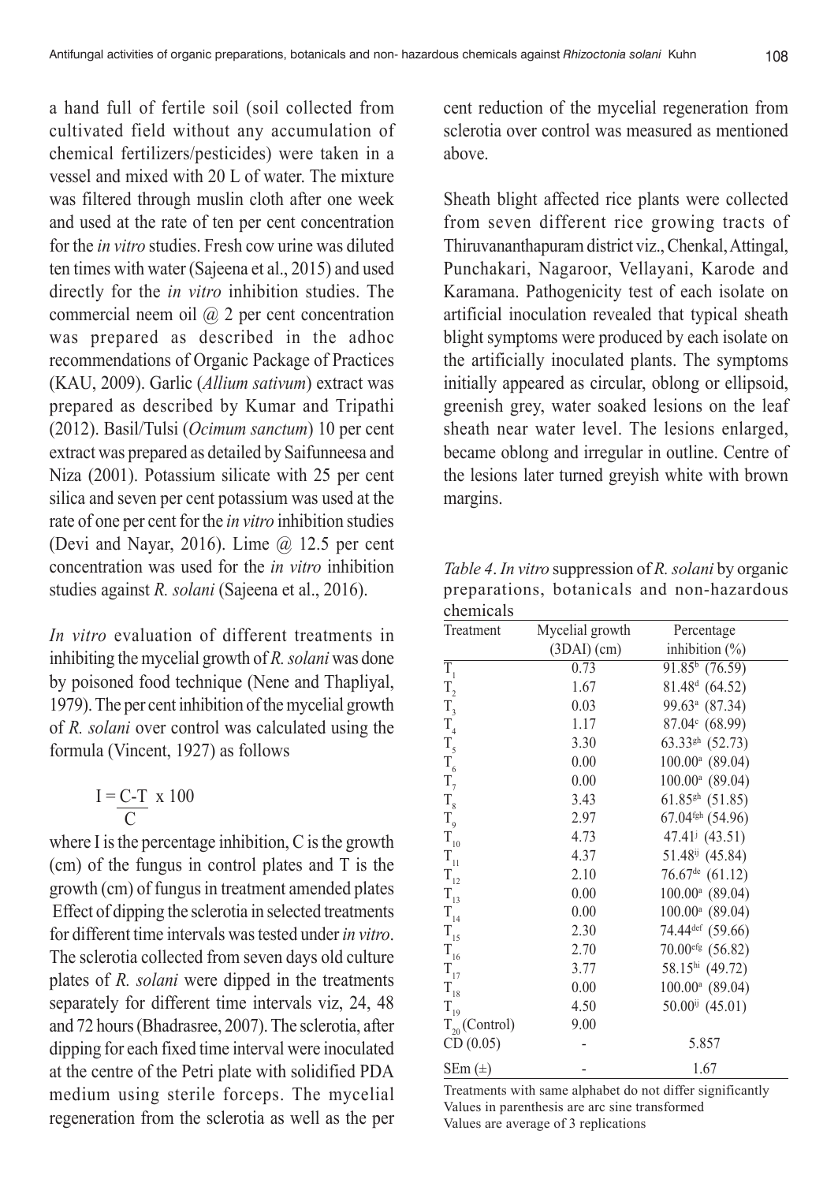a hand full of fertile soil (soil collected from cultivated field without any accumulation of chemical fertilizers/pesticides) were taken in a vessel and mixed with 20 L of water. The mixture was filtered through muslin cloth after one week and used at the rate of ten per cent concentration for the *in vitro* studies. Fresh cow urine was diluted ten times with water (Sajeena et al., 2015) and used directly for the *in vitro* inhibition studies. The commercial neem oil @ 2 per cent concentration was prepared as described in the adhoc recommendations of Organic Package of Practices (KAU, 2009). Garlic (*Allium sativum*) extract was prepared as described by Kumar and Tripathi (2012). Basil/Tulsi (*Ocimum sanctum*) 10 per cent extract was prepared as detailed by Saifunneesa and Niza (2001). Potassium silicate with 25 per cent silica and seven per cent potassium was used at the rate of one per cent for the *in vitro* inhibition studies (Devi and Nayar, 2016). Lime @ 12.5 per cent concentration was used for the *in vitro* inhibition studies against *R. solani* (Sajeena et al., 2016).

*In vitro* evaluation of different treatments in inhibiting the mycelial growth of *R. solani* was done by poisoned food technique (Nene and Thapliyal, 1979). The per cent inhibition of the mycelial growth of *R. solani* over control was calculated using the formula (Vincent, 1927) as follows

$$I = \frac{C-T}{C} \times 100$$

where I is the percentage inhibition, C is the growth (cm) of the fungus in control plates and T is the growth (cm) of fungus in treatment amended plates

Effect of dipping the sclerotia in selected treatments for different time intervals was tested under *in vitro*. The sclerotia collected from seven days old culture plates of *R. solani* were dipped in the treatments separately for different time intervals viz, 24, 48 and 72 hours (Bhadrasree, 2007). The sclerotia, after dipping for each fixed time interval were inoculated at the centre of the Petri plate with solidified PDA medium using sterile forceps. The mycelial regeneration from the sclerotia as well as the per cent reduction of the mycelial regeneration from sclerotia over control was measured as mentioned above.

Sheath blight affected rice plants were collected from seven different rice growing tracts of Thiruvananthapuram district viz., Chenkal, Attingal, Punchakari, Nagaroor, Vellayani, Karode and Karamana. Pathogenicity test of each isolate on artificial inoculation revealed that typical sheath blight symptoms were produced by each isolate on the artificially inoculated plants. The symptoms initially appeared as circular, oblong or ellipsoid, greenish grey, water soaked lesions on the leaf sheath near water level. The lesions enlarged, became oblong and irregular in outline. Centre of the lesions later turned greyish white with brown margins.

*Table 4*. *In vitro* suppression of *R. solani* by organic preparations, botanicals and non-hazardous chemicals

| Treatment | Mycelial growth (3DAI) (cm) | Percentage inhibition (%) |
|---|---|---|
| $T_1$ | 0.73 | 91.85[b] (76.59) |
| $T_2$ | 1.67 | 81.48[d] (64.52) |
| $T_3$ | 0.03 | 99.63[a] (87.34) |
| $T_4$ | 1.17 | 87.04[c] (68.99) |
| $T_5$ | 3.30 | 63.33[gh] (52.73) |
| $T_6$ | 0.00 | 100.00[a] (89.04) |
| $T_7$ | 0.00 | 100.00[a] (89.04) |
| $T_8$ | 3.43 | 61.85[gh] (51.85) |
| $T_9$ | 2.97 | 67.04[fgh] (54.96) |
| $T_{10}$ | 4.73 | 47.41[j] (43.51) |
| $T_{11}$ | 4.37 | 51.48[ij] (45.84) |
| $T_{12}$ | 2.10 | 76.67[de] (61.12) |
| $T_{13}$ | 0.00 | 100.00[a] (89.04) |
| $T_{14}$ | 0.00 | 100.00[a] (89.04) |
| $T_{15}$ | 2.30 | 74.44[def] (59.66) |
| $T_{16}$ | 2.70 | 70.00[efg] (56.82) |
| $T_{17}$ | 3.77 | 58.15[hi] (49.72) |
| $T_{18}$ | 0.00 | 100.00[a] (89.04) |
| $T_{19}$ | 4.50 | 50.00[ij] (45.01) |
| $T_{20}$ (Control) | 9.00 | |
| CD (0.05) | - | 5.857 |
| SEm (±) | - | 1.67 |

Treatments with same alphabet do not differ significantly
Values in parenthesis are arc sine transformed
Values are average of 3 replications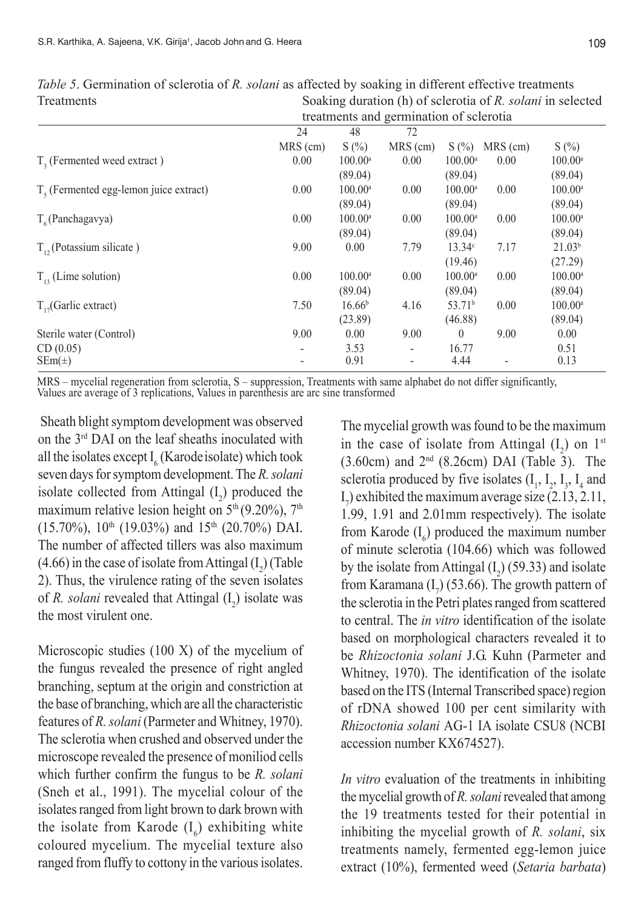*Table 5*. Germination of sclerotia of *R. solani* as affected by soaking in different effective treatments

| Treatments | Soaking duration (h) of sclerotia of *R. solani* in selected treatments and germination of sclerotia | | | | | |
|---|---|---|---|---|---|---|
| | 24 | | 48 | | 72 | |
| | MRS (cm) | S (%) | MRS (cm) | S (%) | MRS (cm) | S (%) |
| $T_3$ (Fermented weed extract ) | 0.00 | 100.00[a] (89.04) | 0.00 | 100.00[a] (89.04) | 0.00 | 100.00[a] (89.04) |
| $T_5$ (Fermented egg-lemon juice extract) | 0.00 | 100.00[a] (89.04) | 0.00 | 100.00[a] (89.04) | 0.00 | 100.00[a] (89.04) |
| $T_6$ (Panchagavya) | 0.00 | 100.00[a] (89.04) | 0.00 | 100.00[a] (89.04) | 0.00 | 100.00[a] (89.04) |
| $T_{12}$ (Potassium silicate ) | 9.00 | 0.00 | 7.79 | 13.34[c] (19.46) | 7.17 | 21.03[b] (27.29) |
| $T_{13}$ (Lime solution) | 0.00 | 100.00[a] (89.04) | 0.00 | 100.00[a] (89.04) | 0.00 | 100.00[a] (89.04) |
| $T_{17}$ (Garlic extract) | 7.50 | 16.66[b] (23.89) | 4.16 | 53.71[b] (46.88) | 0.00 | 100.00[a] (89.04) |
| Sterile water (Control) | 9.00 | 0.00 | 9.00 | 0 | 9.00 | 0.00 |
| CD (0.05) | - | 3.53 | - | 16.77 | | 0.51 |
| SEm(±) | - | 0.91 | - | 4.44 | - | 0.13 |

MRS – mycelial regeneration from sclerotia, S – suppression, Treatments with same alphabet do not differ significantly, Values are average of 3 replications, Values in parenthesis are arc sine transformed

Sheath blight symptom development was observed on the 3rd DAI on the leaf sheaths inoculated with all the isolates except $I_6$ (Karode isolate) which took seven days for symptom development. The *R. solani* isolate collected from Attingal ($I_2$) produced the maximum relative lesion height on 5th (9.20%), 7th (15.70%), 10th (19.03%) and 15th (20.70%) DAI. The number of affected tillers was also maximum (4.66) in the case of isolate from Attingal ($I_2$) (Table 2). Thus, the virulence rating of the seven isolates of *R. solani* revealed that Attingal ($I_2$) isolate was the most virulent one.

Microscopic studies (100 X) of the mycelium of the fungus revealed the presence of right angled branching, septum at the origin and constriction at the base of branching, which are all the characteristic features of *R. solani* (Parmeter and Whitney, 1970). The sclerotia when crushed and observed under the microscope revealed the presence of moniliod cells which further confirm the fungus to be *R. solani* (Sneh et al., 1991). The mycelial colour of the isolates ranged from light brown to dark brown with the isolate from Karode ($I_6$) exhibiting white coloured mycelium. The mycelial texture also ranged from fluffy to cottony in the various isolates.

The mycelial growth was found to be the maximum in the case of isolate from Attingal ($I_2$) on 1st (3.60cm) and 2nd (8.26cm) DAI (Table 3). The sclerotia produced by five isolates ($I_1$, $I_2$, $I_3$, $I_4$ and $I_7$) exhibited the maximum average size (2.13, 2.11, 1.99, 1.91 and 2.01mm respectively). The isolate from Karode ($I_6$) produced the maximum number of minute sclerotia (104.66) which was followed by the isolate from Attingal ($I_2$) (59.33) and isolate from Karamana ($I_7$) (53.66). The growth pattern of the sclerotia in the Petri plates ranged from scattered to central. The *in vitro* identification of the isolate based on morphological characters revealed it to be *Rhizoctonia solani* J.G. Kuhn (Parmeter and Whitney, 1970). The identification of the isolate based on the ITS (Internal Transcribed space) region of rDNA showed 100 per cent similarity with *Rhizoctonia solani* AG-1 IA isolate CSU8 (NCBI accession number KX674527).

*In vitro* evaluation of the treatments in inhibiting the mycelial growth of *R. solani* revealed that among the 19 treatments tested for their potential in inhibiting the mycelial growth of *R. solani*, six treatments namely, fermented egg-lemon juice extract (10%), fermented weed (*Setaria barbata*)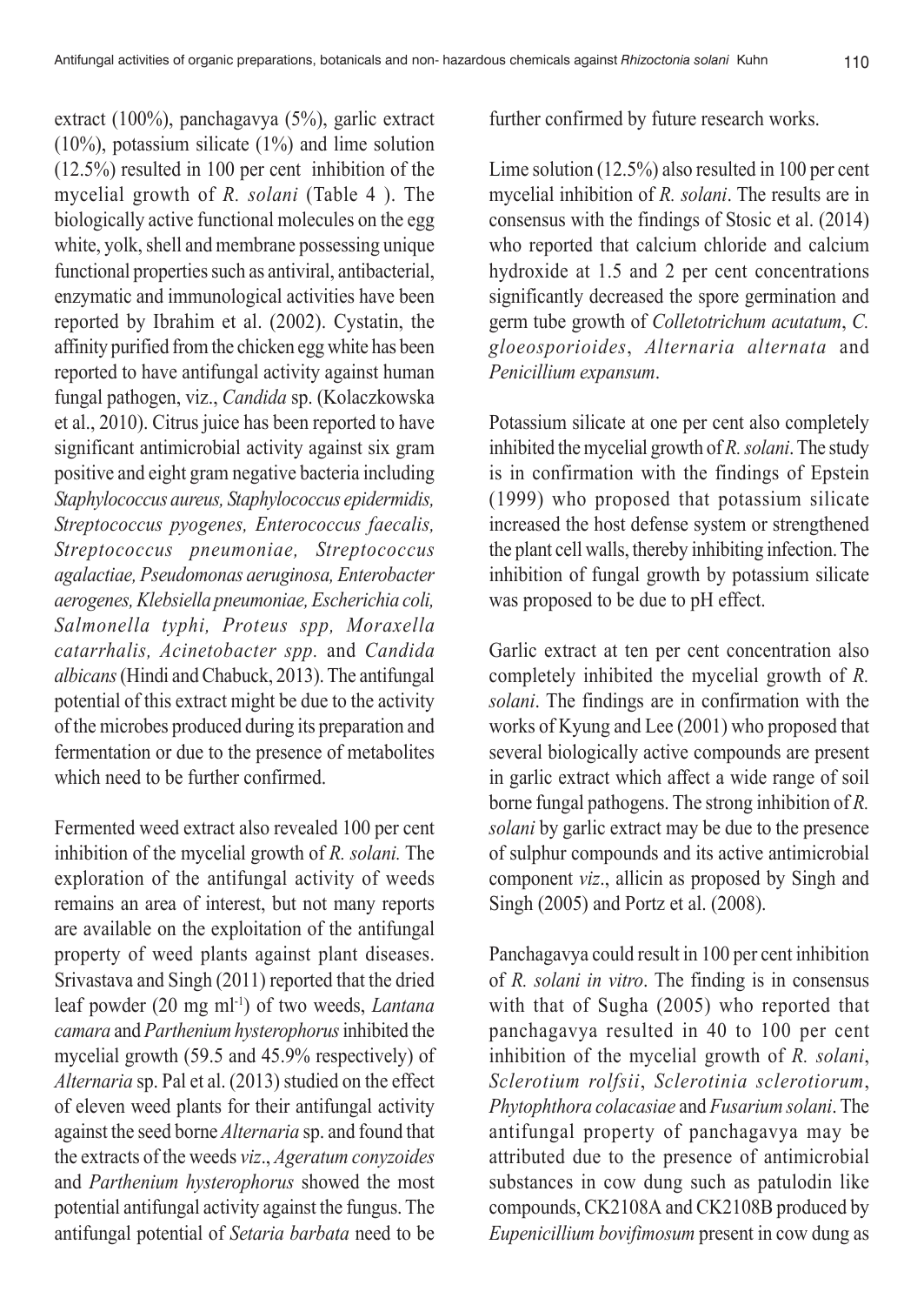extract (100%), panchagavya (5%), garlic extract (10%), potassium silicate (1%) and lime solution (12.5%) resulted in 100 per cent inhibition of the mycelial growth of *R. solani* (Table 4 ). The biologically active functional molecules on the egg white, yolk, shell and membrane possessing unique functional properties such as antiviral, antibacterial, enzymatic and immunological activities have been reported by Ibrahim et al. (2002). Cystatin, the affinity purified from the chicken egg white has been reported to have antifungal activity against human fungal pathogen, viz., *Candida* sp. (Kolaczkowska et al., 2010). Citrus juice has been reported to have significant antimicrobial activity against six gram positive and eight gram negative bacteria including *Staphylococcus aureus, Staphylococcus epidermidis, Streptococcus pyogenes, Enterococcus faecalis, Streptococcus pneumoniae, Streptococcus agalactiae, Pseudomonas aeruginosa, Enterobacter aerogenes, Klebsiella pneumoniae, Escherichia coli, Salmonella typhi, Proteus spp, Moraxella catarrhalis, Acinetobacter spp.* and *Candida albicans* (Hindi and Chabuck, 2013). The antifungal potential of this extract might be due to the activity of the microbes produced during its preparation and fermentation or due to the presence of metabolites which need to be further confirmed.

Fermented weed extract also revealed 100 per cent inhibition of the mycelial growth of *R. solani.* The exploration of the antifungal activity of weeds remains an area of interest, but not many reports are available on the exploitation of the antifungal property of weed plants against plant diseases. Srivastava and Singh (2011) reported that the dried leaf powder (20 mg ml$^{-1}$) of two weeds, *Lantana camara* and *Parthenium hysterophorus* inhibited the mycelial growth (59.5 and 45.9% respectively) of *Alternaria* sp. Pal et al. (2013) studied on the effect of eleven weed plants for their antifungal activity against the seed borne *Alternaria* sp. and found that the extracts of the weeds *viz*., *Ageratum conyzoides* and *Parthenium hysterophorus* showed the most potential antifungal activity against the fungus. The antifungal potential of *Setaria barbata* need to be further confirmed by future research works.

Lime solution (12.5%) also resulted in 100 per cent mycelial inhibition of *R. solani*. The results are in consensus with the findings of Stosic et al. (2014) who reported that calcium chloride and calcium hydroxide at 1.5 and 2 per cent concentrations significantly decreased the spore germination and germ tube growth of *Colletotrichum acutatum*, *C. gloeosporioides*, *Alternaria alternata* and *Penicillium expansum*.

Potassium silicate at one per cent also completely inhibited the mycelial growth of *R. solani*. The study is in confirmation with the findings of Epstein (1999) who proposed that potassium silicate increased the host defense system or strengthened the plant cell walls, thereby inhibiting infection. The inhibition of fungal growth by potassium silicate was proposed to be due to pH effect.

Garlic extract at ten per cent concentration also completely inhibited the mycelial growth of *R. solani*. The findings are in confirmation with the works of Kyung and Lee (2001) who proposed that several biologically active compounds are present in garlic extract which affect a wide range of soil borne fungal pathogens. The strong inhibition of *R. solani* by garlic extract may be due to the presence of sulphur compounds and its active antimicrobial component *viz*., allicin as proposed by Singh and Singh (2005) and Portz et al. (2008).

Panchagavya could result in 100 per cent inhibition of *R. solani in vitro*. The finding is in consensus with that of Sugha (2005) who reported that panchagavya resulted in 40 to 100 per cent inhibition of the mycelial growth of *R. solani*, *Sclerotium rolfsii*, *Sclerotinia sclerotiorum*, *Phytophthora colacasiae* and *Fusarium solani*. The antifungal property of panchagavya may be attributed due to the presence of antimicrobial substances in cow dung such as patulodin like compounds, CK2108A and CK2108B produced by *Eupenicillium bovifimosum* present in cow dung as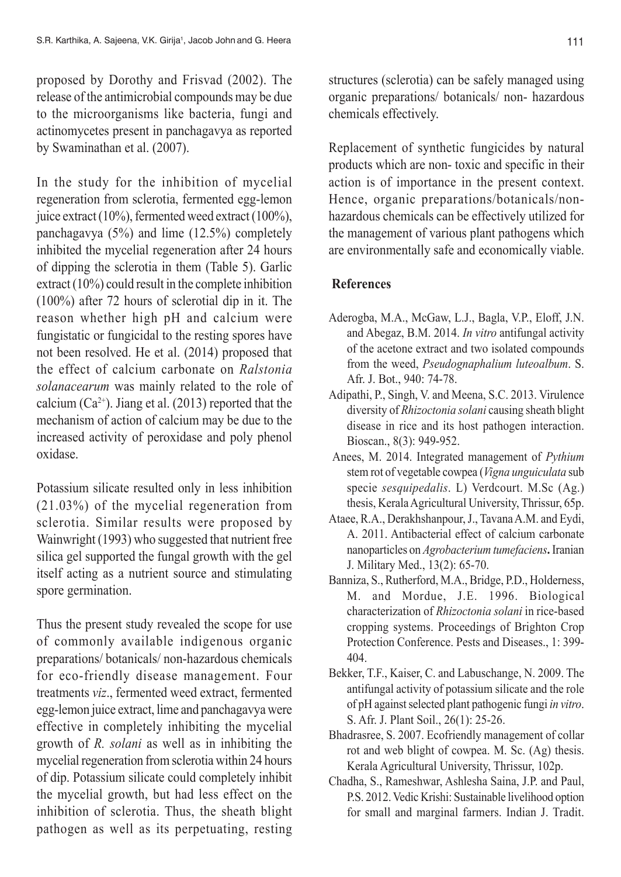proposed by Dorothy and Frisvad (2002). The release of the antimicrobial compounds may be due to the microorganisms like bacteria, fungi and actinomycetes present in panchagavya as reported by Swaminathan et al. (2007).

In the study for the inhibition of mycelial regeneration from sclerotia, fermented egg-lemon juice extract (10%), fermented weed extract (100%), panchagavya (5%) and lime (12.5%) completely inhibited the mycelial regeneration after 24 hours of dipping the sclerotia in them (Table 5). Garlic extract (10%) could result in the complete inhibition (100%) after 72 hours of sclerotial dip in it. The reason whether high pH and calcium were fungistatic or fungicidal to the resting spores have not been resolved. He et al. (2014) proposed that the effect of calcium carbonate on *Ralstonia solanacearum* was mainly related to the role of calcium ($Ca^{2+}$). Jiang et al. (2013) reported that the mechanism of action of calcium may be due to the increased activity of peroxidase and poly phenol oxidase.

Potassium silicate resulted only in less inhibition (21.03%) of the mycelial regeneration from sclerotia. Similar results were proposed by Wainwright (1993) who suggested that nutrient free silica gel supported the fungal growth with the gel itself acting as a nutrient source and stimulating spore germination.

Thus the present study revealed the scope for use of commonly available indigenous organic preparations/ botanicals/ non-hazardous chemicals for eco-friendly disease management. Four treatments *viz*., fermented weed extract, fermented egg-lemon juice extract, lime and panchagavya were effective in completely inhibiting the mycelial growth of *R. solani* as well as in inhibiting the mycelial regeneration from sclerotia within 24 hours of dip. Potassium silicate could completely inhibit the mycelial growth, but had less effect on the inhibition of sclerotia. Thus, the sheath blight pathogen as well as its perpetuating, resting structures (sclerotia) can be safely managed using organic preparations/ botanicals/ non- hazardous chemicals effectively.

Replacement of synthetic fungicides by natural products which are non- toxic and specific in their action is of importance in the present context. Hence, organic preparations/botanicals/non-hazardous chemicals can be effectively utilized for the management of various plant pathogens which are environmentally safe and economically viable.

## References

Aderogba, M.A., McGaw, L.J., Bagla, V.P., Eloff, J.N. and Abegaz, B.M. 2014. *In vitro* antifungal activity of the acetone extract and two isolated compounds from the weed, *Pseudognaphalium luteoalbum*. S. Afr. J. Bot., 940: 74-78.

Adipathi, P., Singh, V. and Meena, S.C. 2013. Virulence diversity of *Rhizoctonia solani* causing sheath blight disease in rice and its host pathogen interaction. Bioscan., 8(3): 949-952.

Anees, M. 2014. Integrated management of *Pythium* stem rot of vegetable cowpea (*Vigna unguiculata* sub specie *sesquipedalis*. L) Verdcourt. M.Sc (Ag.) thesis, Kerala Agricultural University, Thrissur, 65p.

Ataee, R.A., Derakhshanpour, J., Tavana A.M. and Eydi, A. 2011. Antibacterial effect of calcium carbonate nanoparticles on *Agrobacterium tumefaciens***.** Iranian J. Military Med., 13(2): 65-70.

Banniza, S., Rutherford, M.A., Bridge, P.D., Holderness, M. and Mordue, J.E. 1996. Biological characterization of *Rhizoctonia solani* in rice-based cropping systems. Proceedings of Brighton Crop Protection Conference. Pests and Diseases., 1: 399-404.

Bekker, T.F., Kaiser, C. and Labuschange, N. 2009. The antifungal activity of potassium silicate and the role of pH against selected plant pathogenic fungi *in vitro*. S. Afr. J. Plant Soil., 26(1): 25-26.

Bhadrasree, S. 2007. Ecofriendly management of collar rot and web blight of cowpea. M. Sc. (Ag) thesis. Kerala Agricultural University, Thrissur, 102p.

Chadha, S., Rameshwar, Ashlesha Saina, J.P. and Paul, P.S. 2012. Vedic Krishi: Sustainable livelihood option for small and marginal farmers. Indian J. Tradit.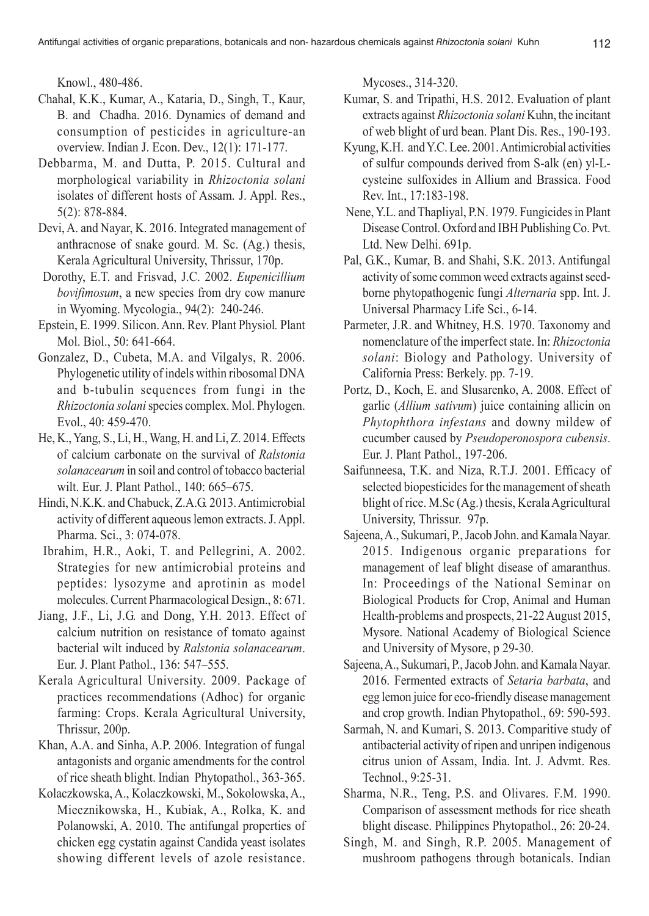Knowl., 480-486.

Chahal, K.K., Kumar, A., Kataria, D., Singh, T., Kaur, B. and Chadha. 2016. Dynamics of demand and consumption of pesticides in agriculture-an overview. Indian J. Econ. Dev., 12(1): 171-177.

Debbarma, M. and Dutta, P. 2015. Cultural and morphological variability in *Rhizoctonia solani* isolates of different hosts of Assam. J. Appl. Res., 5(2): 878-884.

Devi, A. and Nayar, K. 2016. Integrated management of anthracnose of snake gourd. M. Sc. (Ag.) thesis, Kerala Agricultural University, Thrissur, 170p.

Dorothy, E.T. and Frisvad, J.C. 2002. *Eupenicillium bovifimosum*, a new species from dry cow manure in Wyoming. Mycologia., 94(2): 240-246.

Epstein, E. 1999. Silicon. Ann. Rev. Plant Physiol. Plant Mol. Biol., 50: 641-664.

Gonzalez, D., Cubeta, M.A. and Vilgalys, R. 2006. Phylogenetic utility of indels within ribosomal DNA and b-tubulin sequences from fungi in the *Rhizoctonia solani* species complex. Mol. Phylogen. Evol., 40: 459-470.

He, K., Yang, S., Li, H., Wang, H. and Li, Z. 2014. Effects of calcium carbonate on the survival of *Ralstonia solanacearum* in soil and control of tobacco bacterial wilt. Eur. J. Plant Pathol., 140: 665–675.

Hindi, N.K.K. and Chabuck, Z.A.G. 2013. Antimicrobial activity of different aqueous lemon extracts. J. Appl. Pharma. Sci., 3: 074-078.

Ibrahim, H.R., Aoki, T. and Pellegrini, A. 2002. Strategies for new antimicrobial proteins and peptides: lysozyme and aprotinin as model molecules. Current Pharmacological Design., 8: 671.

Jiang, J.F., Li, J.G. and Dong, Y.H. 2013. Effect of calcium nutrition on resistance of tomato against bacterial wilt induced by *Ralstonia solanacearum*. Eur. J. Plant Pathol., 136: 547–555.

Kerala Agricultural University. 2009. Package of practices recommendations (Adhoc) for organic farming: Crops. Kerala Agricultural University, Thrissur, 200p.

Khan, A.A. and Sinha, A.P. 2006. Integration of fungal antagonists and organic amendments for the control of rice sheath blight. Indian Phytopathol., 363-365.

Kolaczkowska, A., Kolaczkowski, M., Sokolowska, A., Miecznikowska, H., Kubiak, A., Rolka, K. and Polanowski, A. 2010. The antifungal properties of chicken egg cystatin against Candida yeast isolates showing different levels of azole resistance. Mycoses., 314-320.

Kumar, S. and Tripathi, H.S. 2012. Evaluation of plant extracts against *Rhizoctonia solani* Kuhn, the incitant of web blight of urd bean. Plant Dis. Res., 190-193.

Kyung, K.H. and Y.C. Lee. 2001. Antimicrobial activities of sulfur compounds derived from S-alk (en) yl-L-cysteine sulfoxides in Allium and Brassica. Food Rev. Int., 17:183-198.

Nene, Y.L. and Thapliyal, P.N. 1979. Fungicides in Plant Disease Control. Oxford and IBH Publishing Co. Pvt. Ltd. New Delhi. 691p.

Pal, G.K., Kumar, B. and Shahi, S.K. 2013. Antifungal activity of some common weed extracts against seed-borne phytopathogenic fungi *Alternaria* spp. Int. J. Universal Pharmacy Life Sci., 6-14.

Parmeter, J.R. and Whitney, H.S. 1970. Taxonomy and nomenclature of the imperfect state. In: *Rhizoctonia solani*: Biology and Pathology. University of California Press: Berkely. pp. 7-19.

Portz, D., Koch, E. and Slusarenko, A. 2008. Effect of garlic (*Allium sativum*) juice containing allicin on *Phytophthora infestans* and downy mildew of cucumber caused by *Pseudoperonospora cubensis*. Eur. J. Plant Pathol., 197-206.

Saifunneesa, T.K. and Niza, R.T.J. 2001. Efficacy of selected biopesticides for the management of sheath blight of rice. M.Sc (Ag.) thesis, Kerala Agricultural University, Thrissur. 97p.

Sajeena, A., Sukumari, P., Jacob John. and Kamala Nayar. 2015. Indigenous organic preparations for management of leaf blight disease of amaranthus. In: Proceedings of the National Seminar on Biological Products for Crop, Animal and Human Health-problems and prospects, 21-22 August 2015, Mysore. National Academy of Biological Science and University of Mysore, p 29-30.

Sajeena, A., Sukumari, P., Jacob John. and Kamala Nayar. 2016. Fermented extracts of *Setaria barbata*, and egg lemon juice for eco-friendly disease management and crop growth. Indian Phytopathol., 69: 590-593.

Sarmah, N. and Kumari, S. 2013. Comparitive study of antibacterial activity of ripen and unripen indigenous citrus union of Assam, India. Int. J. Advmt. Res. Technol., 9:25-31.

Sharma, N.R., Teng, P.S. and Olivares. F.M. 1990. Comparison of assessment methods for rice sheath blight disease. Philippines Phytopathol., 26: 20-24.

Singh, M. and Singh, R.P. 2005. Management of mushroom pathogens through botanicals. Indian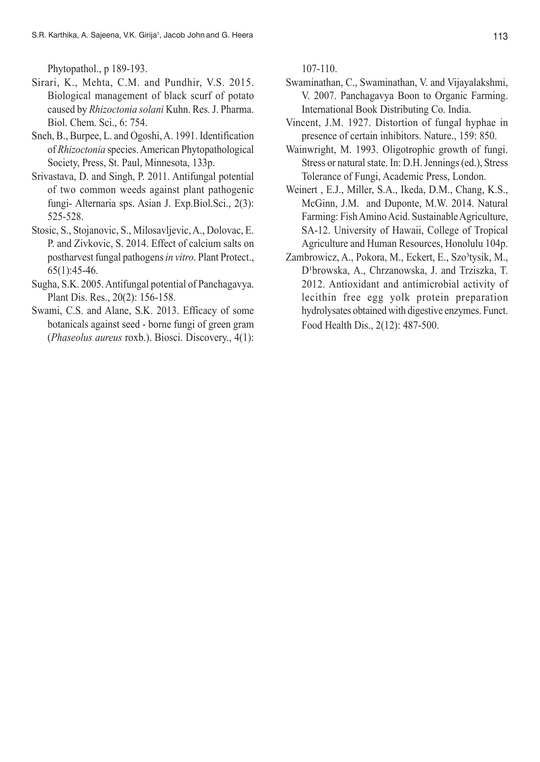Phytopathol., p 189-193.

Sirari, K., Mehta, C.M. and Pundhir, V.S. 2015. Biological management of black scurf of potato caused by *Rhizoctonia solani* Kuhn. Res. J. Pharma. Biol. Chem. Sci., 6: 754.

Sneh, B., Burpee, L. and Ogoshi, A. 1991. Identification of *Rhizoctonia* species. American Phytopathological Society, Press, St. Paul, Minnesota, 133p.

Srivastava, D. and Singh, P. 2011. Antifungal potential of two common weeds against plant pathogenic fungi- Alternaria sps. Asian J. Exp.Biol.Sci., 2(3): 525-528.

Stosic, S., Stojanovic, S., Milosavljevic, A., Dolovac, E. P. and Zivkovic, S. 2014. Effect of calcium salts on postharvest fungal pathogens *in vitro*. Plant Protect., 65(1):45-46.

Sugha, S.K. 2005. Antifungal potential of Panchagavya. Plant Dis. Res., 20(2): 156-158.

Swami, C.S. and Alane, S.K. 2013. Efficacy of some botanicals against seed - borne fungi of green gram (*Phaseolus aureus* roxb.). Biosci. Discovery., 4(1): 107-110.

Swaminathan, C., Swaminathan, V. and Vijayalakshmi, V. 2007. Panchagavya Boon to Organic Farming. International Book Distributing Co. India.

Vincent, J.M. 1927. Distortion of fungal hyphae in presence of certain inhibitors. Nature., 159: 850.

Wainwright, M. 1993. Oligotrophic growth of fungi. Stress or natural state. In: D.H. Jennings (ed.), Stress Tolerance of Fungi, Academic Press, London.

Weinert , E.J., Miller, S.A., Ikeda, D.M., Chang, K.S., McGinn, J.M. and Duponte, M.W. 2014. Natural Farming: Fish Amino Acid. Sustainable Agriculture, SA-12. University of Hawaii, College of Tropical Agriculture and Human Resources, Honolulu 104p.

Zambrowicz, A., Pokora, M., Eckert, E., Szo³tysik, M., D¹browska, A., Chrzanowska, J. and Trziszka, T. 2012. Antioxidant and antimicrobial activity of lecithin free egg yolk protein preparation hydrolysates obtained with digestive enzymes. Funct. Food Health Dis., 2(12): 487-500.